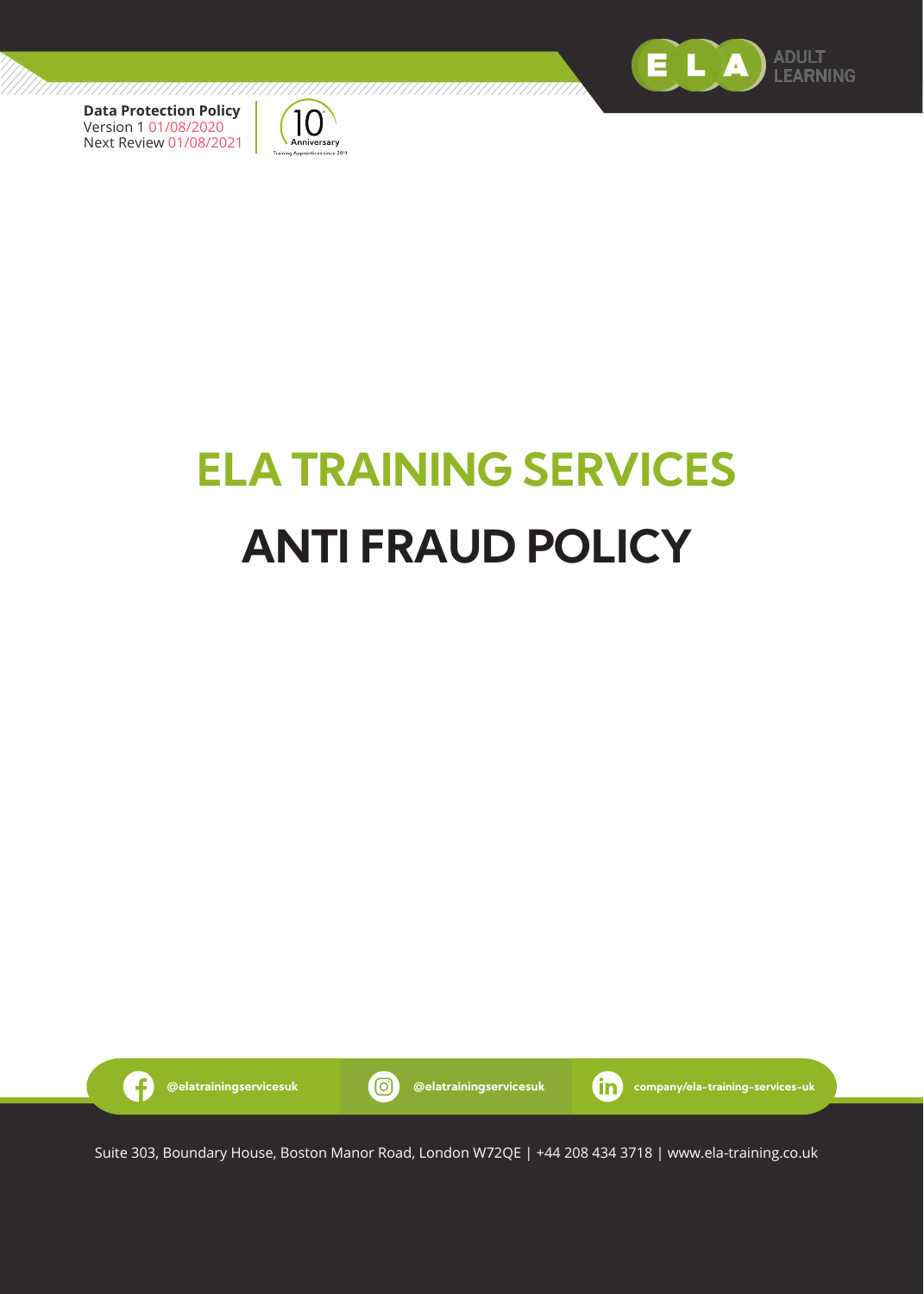**Data Protection Policy**
Version 1 01/08/2020
Next Review 01/08/2021

# ELA TRAINING SERVICES

# ANTI FRAUD POLICY

@elatrainingservicesuk | @elatrainingservicesuk | company/ela-training-services-uk

Suite 303, Boundary House, Boston Manor Road, London W72QE | +44 208 434 3718 | www.ela-training.co.uk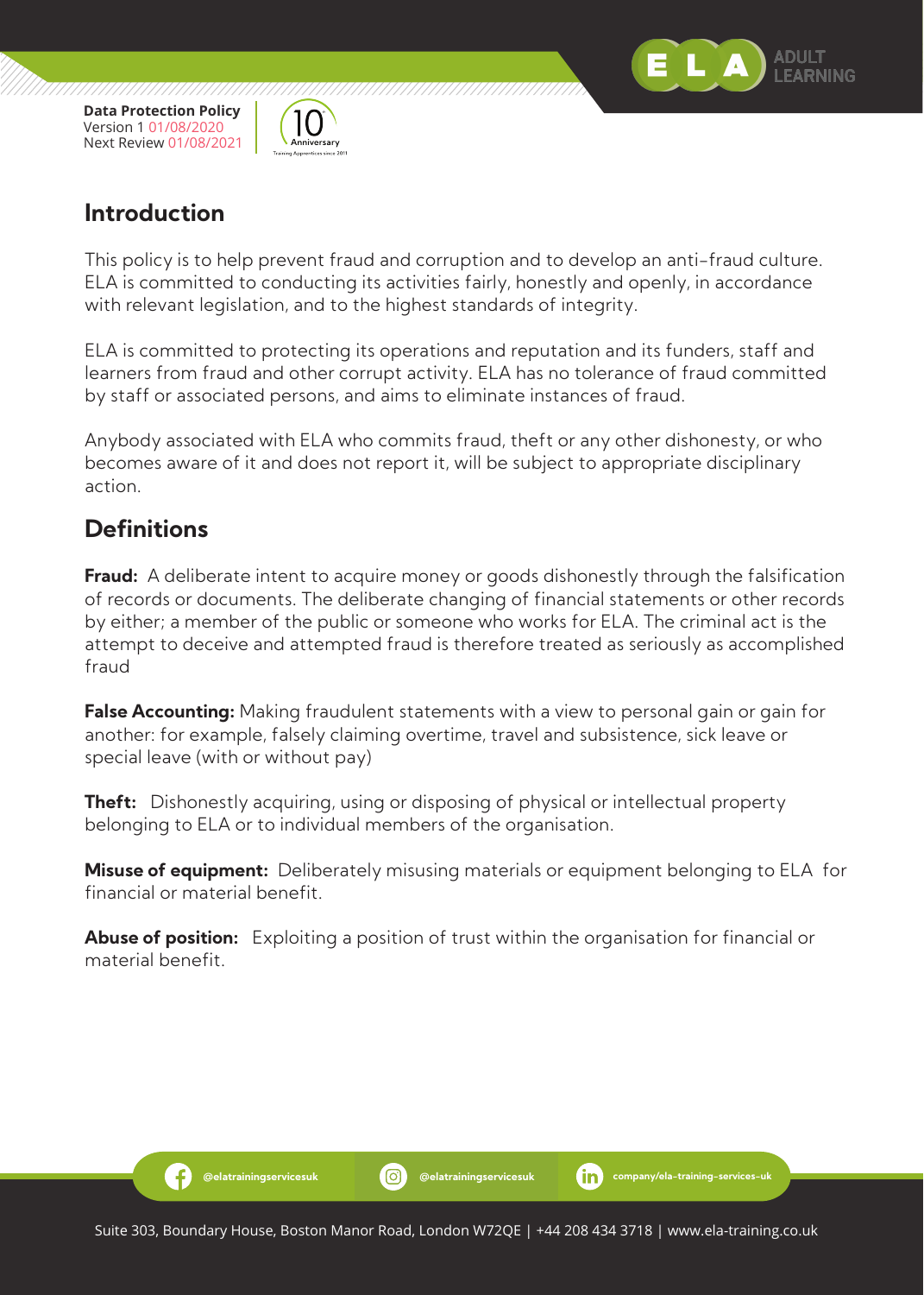## Introduction

This policy is to help prevent fraud and corruption and to develop an anti-fraud culture. ELA is committed to conducting its activities fairly, honestly and openly, in accordance with relevant legislation, and to the highest standards of integrity.

ELA is committed to protecting its operations and reputation and its funders, staff and learners from fraud and other corrupt activity. ELA has no tolerance of fraud committed by staff or associated persons, and aims to eliminate instances of fraud.

Anybody associated with ELA who commits fraud, theft or any other dishonesty, or who becomes aware of it and does not report it, will be subject to appropriate disciplinary action.

## Definitions

**Fraud:** A deliberate intent to acquire money or goods dishonestly through the falsification of records or documents. The deliberate changing of financial statements or other records by either; a member of the public or someone who works for ELA. The criminal act is the attempt to deceive and attempted fraud is therefore treated as seriously as accomplished fraud

**False Accounting:** Making fraudulent statements with a view to personal gain or gain for another: for example, falsely claiming overtime, travel and subsistence, sick leave or special leave (with or without pay)

**Theft:** Dishonestly acquiring, using or disposing of physical or intellectual property belonging to ELA or to individual members of the organisation.

**Misuse of equipment:** Deliberately misusing materials or equipment belonging to ELA for financial or material benefit.

**Abuse of position:** Exploiting a position of trust within the organisation for financial or material benefit.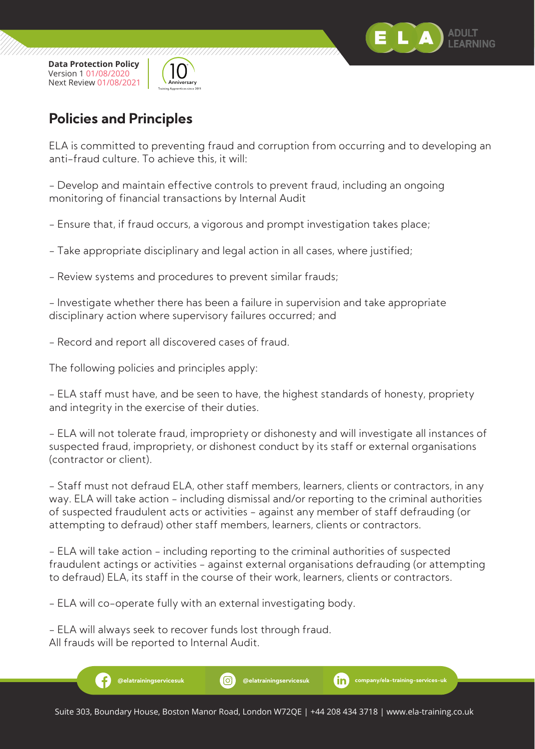## Policies and Principles

ELA is committed to preventing fraud and corruption from occurring and to developing an anti-fraud culture. To achieve this, it will:

- Develop and maintain effective controls to prevent fraud, including an ongoing monitoring of financial transactions by Internal Audit

- Ensure that, if fraud occurs, a vigorous and prompt investigation takes place;

- Take appropriate disciplinary and legal action in all cases, where justified;

- Review systems and procedures to prevent similar frauds;

- Investigate whether there has been a failure in supervision and take appropriate disciplinary action where supervisory failures occurred; and

- Record and report all discovered cases of fraud.

The following policies and principles apply:

- ELA staff must have, and be seen to have, the highest standards of honesty, propriety and integrity in the exercise of their duties.

- ELA will not tolerate fraud, impropriety or dishonesty and will investigate all instances of suspected fraud, impropriety, or dishonest conduct by its staff or external organisations (contractor or client).

- Staff must not defraud ELA, other staff members, learners, clients or contractors, in any way. ELA will take action – including dismissal and/or reporting to the criminal authorities of suspected fraudulent acts or activities – against any member of staff defrauding (or attempting to defraud) other staff members, learners, clients or contractors.

- ELA will take action – including reporting to the criminal authorities of suspected fraudulent actings or activities – against external organisations defrauding (or attempting to defraud) ELA, its staff in the course of their work, learners, clients or contractors.

- ELA will co-operate fully with an external investigating body.

- ELA will always seek to recover funds lost through fraud.

All frauds will be reported to Internal Audit.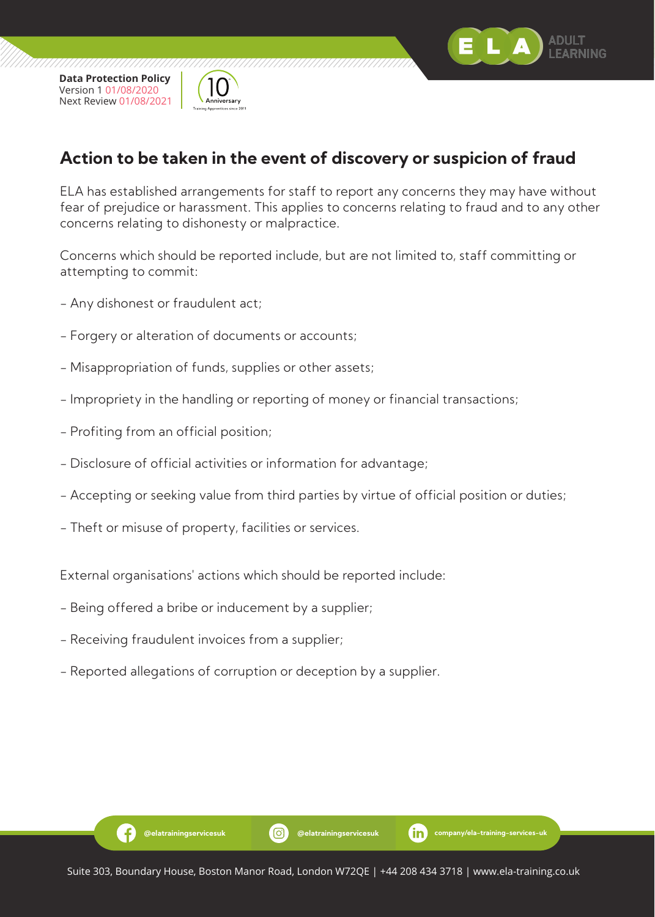## Action to be taken in the event of discovery or suspicion of fraud

ELA has established arrangements for staff to report any concerns they may have without fear of prejudice or harassment. This applies to concerns relating to fraud and to any other concerns relating to dishonesty or malpractice.

Concerns which should be reported include, but are not limited to, staff committing or attempting to commit:

- Any dishonest or fraudulent act;
- Forgery or alteration of documents or accounts;
- Misappropriation of funds, supplies or other assets;
- Impropriety in the handling or reporting of money or financial transactions;
- Profiting from an official position;
- Disclosure of official activities or information for advantage;
- Accepting or seeking value from third parties by virtue of official position or duties;
- Theft or misuse of property, facilities or services.

External organisations' actions which should be reported include:

- Being offered a bribe or inducement by a supplier;
- Receiving fraudulent invoices from a supplier;
- Reported allegations of corruption or deception by a supplier.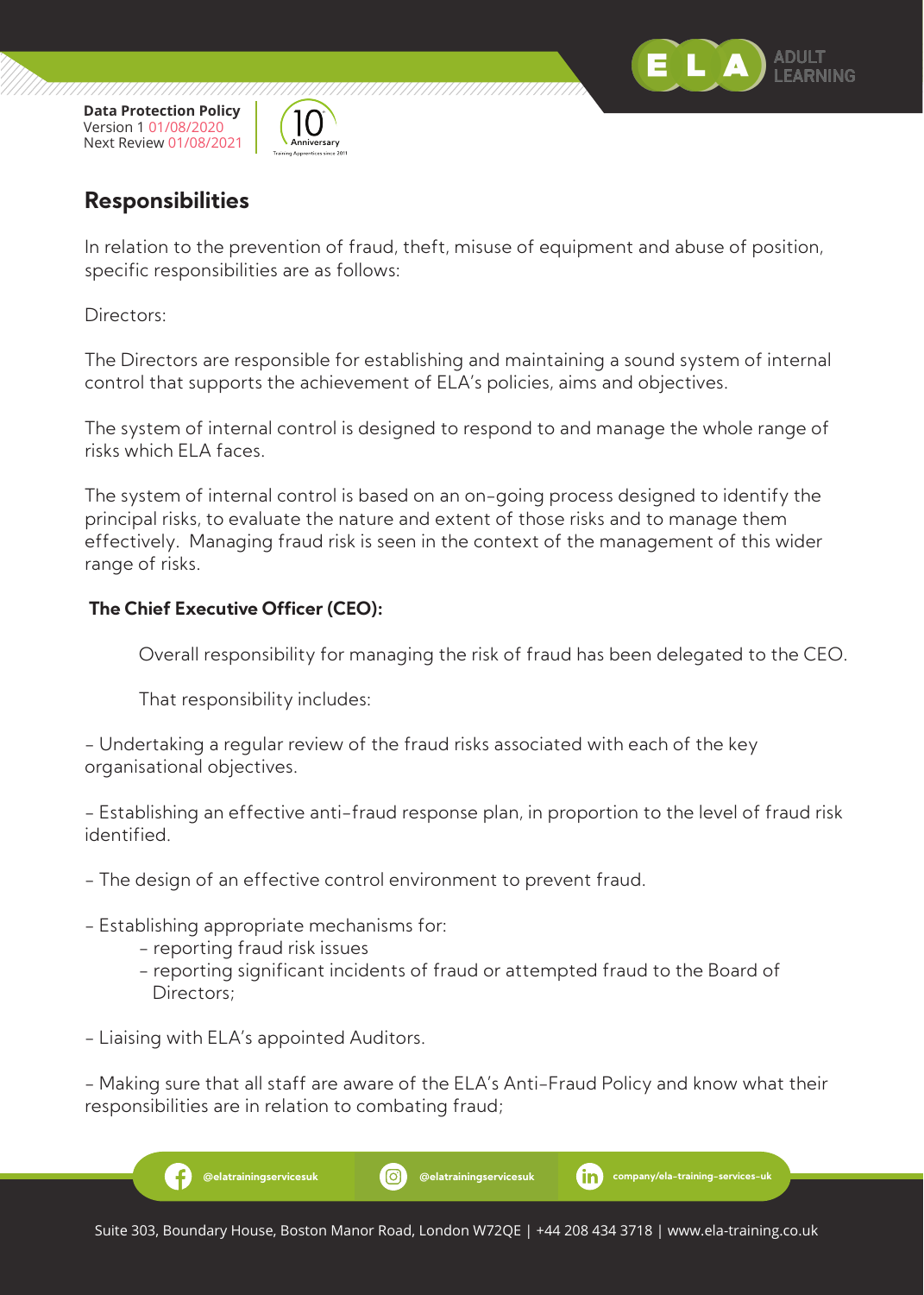## Responsibilities

In relation to the prevention of fraud, theft, misuse of equipment and abuse of position, specific responsibilities are as follows:

Directors:

The Directors are responsible for establishing and maintaining a sound system of internal control that supports the achievement of ELA's policies, aims and objectives.

The system of internal control is designed to respond to and manage the whole range of risks which ELA faces.

The system of internal control is based on an on-going process designed to identify the principal risks, to evaluate the nature and extent of those risks and to manage them effectively. Managing fraud risk is seen in the context of the management of this wider range of risks.

**The Chief Executive Officer (CEO):**

Overall responsibility for managing the risk of fraud has been delegated to the CEO.

That responsibility includes:

- Undertaking a regular review of the fraud risks associated with each of the key organisational objectives.

- Establishing an effective anti-fraud response plan, in proportion to the level of fraud risk identified.

- The design of an effective control environment to prevent fraud.

- Establishing appropriate mechanisms for:
  - reporting fraud risk issues
  - reporting significant incidents of fraud or attempted fraud to the Board of Directors;

- Liaising with ELA's appointed Auditors.

- Making sure that all staff are aware of the ELA's Anti-Fraud Policy and know what their responsibilities are in relation to combating fraud;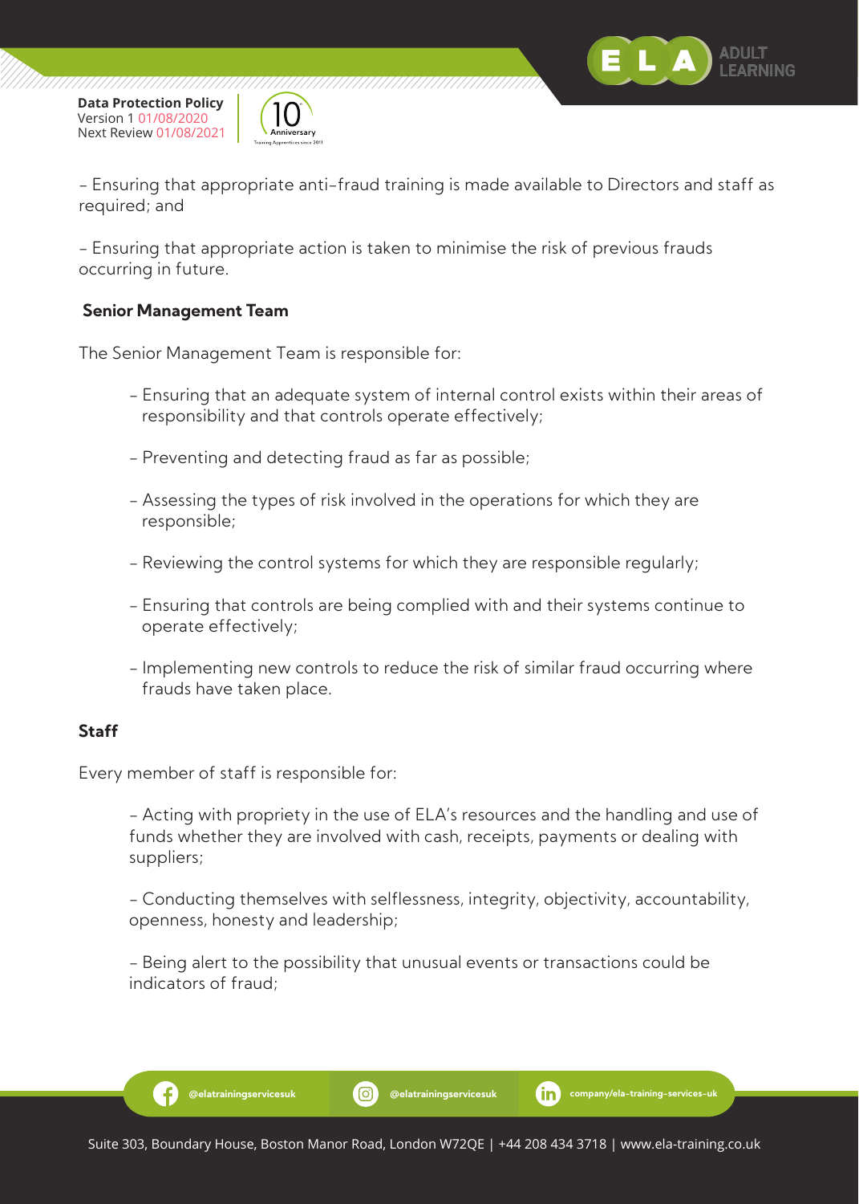- Ensuring that appropriate anti-fraud training is made available to Directors and staff as required; and

- Ensuring that appropriate action is taken to minimise the risk of previous frauds occurring in future.

**Senior Management Team**

The Senior Management Team is responsible for:

- Ensuring that an adequate system of internal control exists within their areas of responsibility and that controls operate effectively;
- Preventing and detecting fraud as far as possible;
- Assessing the types of risk involved in the operations for which they are responsible;
- Reviewing the control systems for which they are responsible regularly;
- Ensuring that controls are being complied with and their systems continue to operate effectively;
- Implementing new controls to reduce the risk of similar fraud occurring where frauds have taken place.

**Staff**

Every member of staff is responsible for:

- Acting with propriety in the use of ELA's resources and the handling and use of funds whether they are involved with cash, receipts, payments or dealing with suppliers;
- Conducting themselves with selflessness, integrity, objectivity, accountability, openness, honesty and leadership;
- Being alert to the possibility that unusual events or transactions could be indicators of fraud;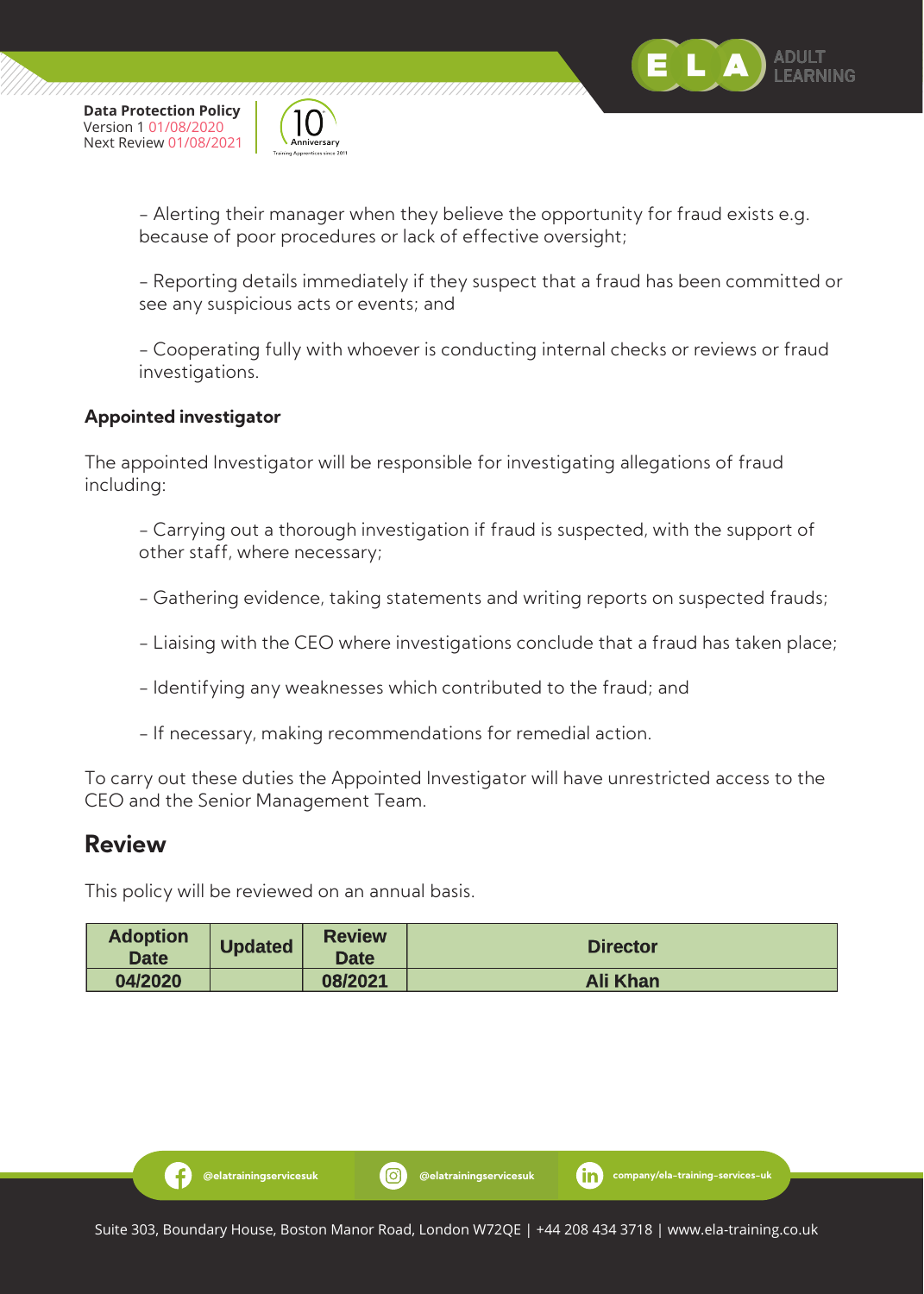– Alerting their manager when they believe the opportunity for fraud exists e.g. because of poor procedures or lack of effective oversight;

– Reporting details immediately if they suspect that a fraud has been committed or see any suspicious acts or events; and

– Cooperating fully with whoever is conducting internal checks or reviews or fraud investigations.

**Appointed investigator**

The appointed Investigator will be responsible for investigating allegations of fraud including:

– Carrying out a thorough investigation if fraud is suspected, with the support of other staff, where necessary;

– Gathering evidence, taking statements and writing reports on suspected frauds;

– Liaising with the CEO where investigations conclude that a fraud has taken place;

– Identifying any weaknesses which contributed to the fraud; and

– If necessary, making recommendations for remedial action.

To carry out these duties the Appointed Investigator will have unrestricted access to the CEO and the Senior Management Team.

## Review

This policy will be reviewed on an annual basis.

| Adoption Date | Updated | Review Date | Director |
|---|---|---|---|
| 04/2020 | | 08/2021 | Ali Khan |